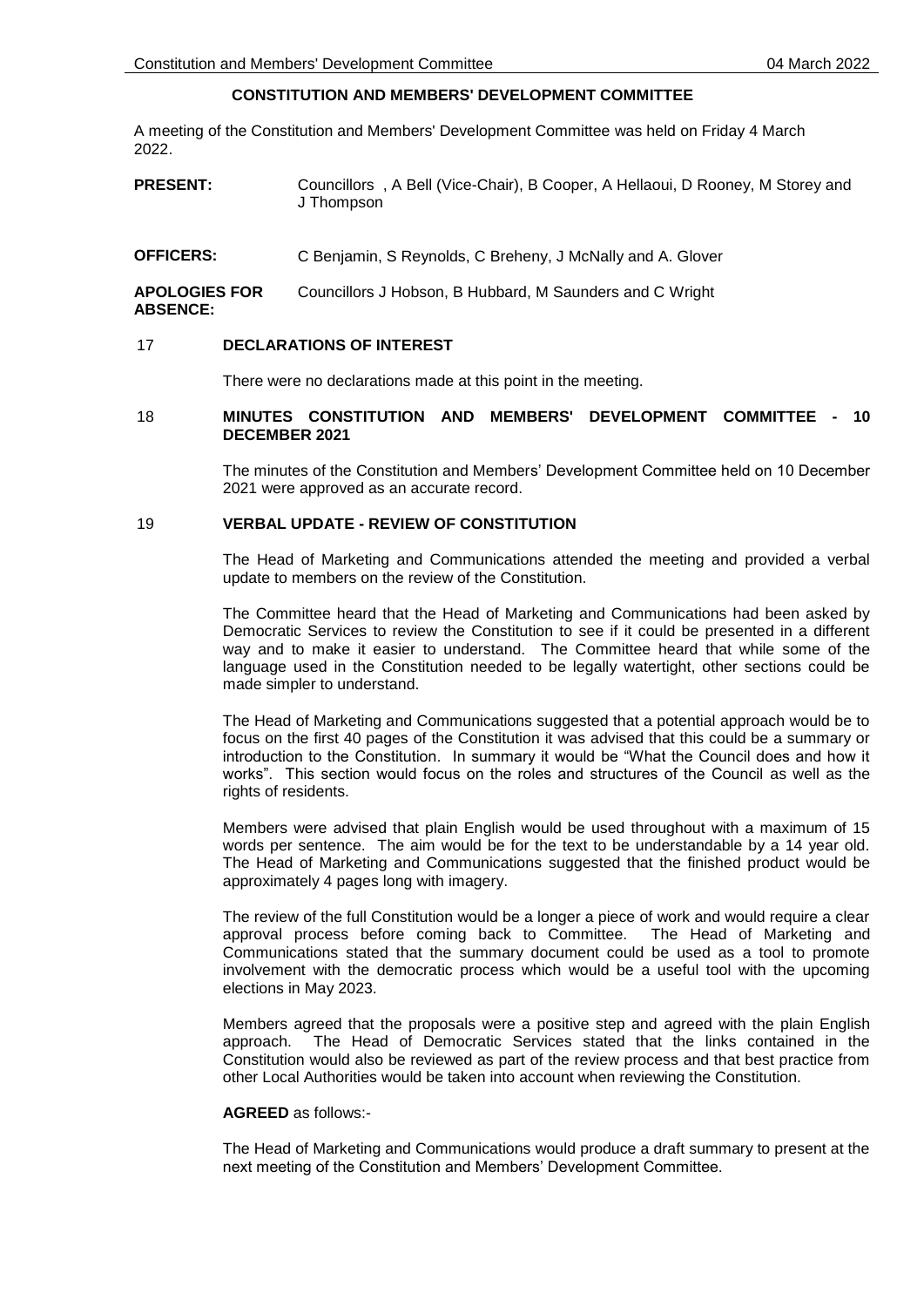# CONSTITUTION AND MEMBERS' DEVELOPMENT COMMITTEE

A meeting of the Constitution and Members' Development Committee was held on Friday 4 March 2022.

**PRESENT:** Councillors , A Bell (Vice-Chair), B Cooper, A Hellaoui, D Rooney, M Storey and J Thompson

**OFFICERS:** C Benjamin, S Reynolds, C Breheny, J McNally and A. Glover

**APOLOGIES FOR ABSENCE:** Councillors J Hobson, B Hubbard, M Saunders and C Wright

## 17 DECLARATIONS OF INTEREST

There were no declarations made at this point in the meeting.

## 18 MINUTES CONSTITUTION AND MEMBERS' DEVELOPMENT COMMITTEE - 10 DECEMBER 2021

The minutes of the Constitution and Members' Development Committee held on 10 December 2021 were approved as an accurate record.

## 19 VERBAL UPDATE - REVIEW OF CONSTITUTION

The Head of Marketing and Communications attended the meeting and provided a verbal update to members on the review of the Constitution.

The Committee heard that the Head of Marketing and Communications had been asked by Democratic Services to review the Constitution to see if it could be presented in a different way and to make it easier to understand. The Committee heard that while some of the language used in the Constitution needed to be legally watertight, other sections could be made simpler to understand.

The Head of Marketing and Communications suggested that a potential approach would be to focus on the first 40 pages of the Constitution it was advised that this could be a summary or introduction to the Constitution. In summary it would be "What the Council does and how it works". This section would focus on the roles and structures of the Council as well as the rights of residents.

Members were advised that plain English would be used throughout with a maximum of 15 words per sentence. The aim would be for the text to be understandable by a 14 year old. The Head of Marketing and Communications suggested that the finished product would be approximately 4 pages long with imagery.

The review of the full Constitution would be a longer a piece of work and would require a clear approval process before coming back to Committee. The Head of Marketing and Communications stated that the summary document could be used as a tool to promote involvement with the democratic process which would be a useful tool with the upcoming elections in May 2023.

Members agreed that the proposals were a positive step and agreed with the plain English approach. The Head of Democratic Services stated that the links contained in the Constitution would also be reviewed as part of the review process and that best practice from other Local Authorities would be taken into account when reviewing the Constitution.

**AGREED** as follows:-

The Head of Marketing and Communications would produce a draft summary to present at the next meeting of the Constitution and Members' Development Committee.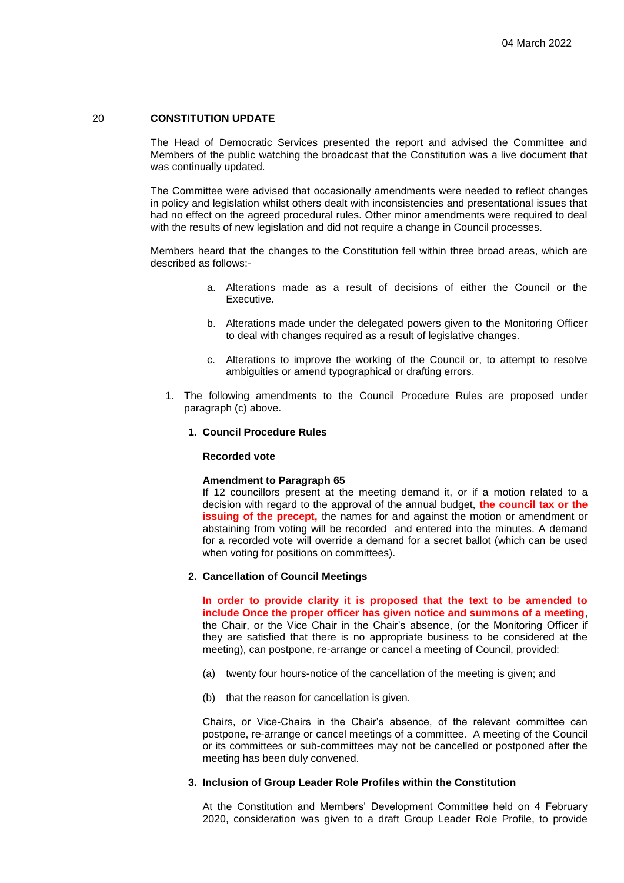## 20 CONSTITUTION UPDATE

The Head of Democratic Services presented the report and advised the Committee and Members of the public watching the broadcast that the Constitution was a live document that was continually updated.

The Committee were advised that occasionally amendments were needed to reflect changes in policy and legislation whilst others dealt with inconsistencies and presentational issues that had no effect on the agreed procedural rules. Other minor amendments were required to deal with the results of new legislation and did not require a change in Council processes.

Members heard that the changes to the Constitution fell within three broad areas, which are described as follows:-

a. Alterations made as a result of decisions of either the Council or the Executive.

b. Alterations made under the delegated powers given to the Monitoring Officer to deal with changes required as a result of legislative changes.

c. Alterations to improve the working of the Council or, to attempt to resolve ambiguities or amend typographical or drafting errors.

1. The following amendments to the Council Procedure Rules are proposed under paragraph (c) above.

**1. Council Procedure Rules**

**Recorded vote**

**Amendment to Paragraph 65**
If 12 councillors present at the meeting demand it, or if a motion related to a decision with regard to the approval of the annual budget, **the council tax or the issuing of the precept,** the names for and against the motion or amendment or abstaining from voting will be recorded and entered into the minutes. A demand for a recorded vote will override a demand for a secret ballot (which can be used when voting for positions on committees).

**2. Cancellation of Council Meetings**

**In order to provide clarity it is proposed that the text to be amended to include Once the proper officer has given notice and summons of a meeting**, the Chair, or the Vice Chair in the Chair's absence, (or the Monitoring Officer if they are satisfied that there is no appropriate business to be considered at the meeting), can postpone, re-arrange or cancel a meeting of Council, provided:

(a) twenty four hours-notice of the cancellation of the meeting is given; and

(b) that the reason for cancellation is given.

Chairs, or Vice-Chairs in the Chair's absence, of the relevant committee can postpone, re-arrange or cancel meetings of a committee. A meeting of the Council or its committees or sub-committees may not be cancelled or postponed after the meeting has been duly convened.

**3. Inclusion of Group Leader Role Profiles within the Constitution**

At the Constitution and Members' Development Committee held on 4 February 2020, consideration was given to a draft Group Leader Role Profile, to provide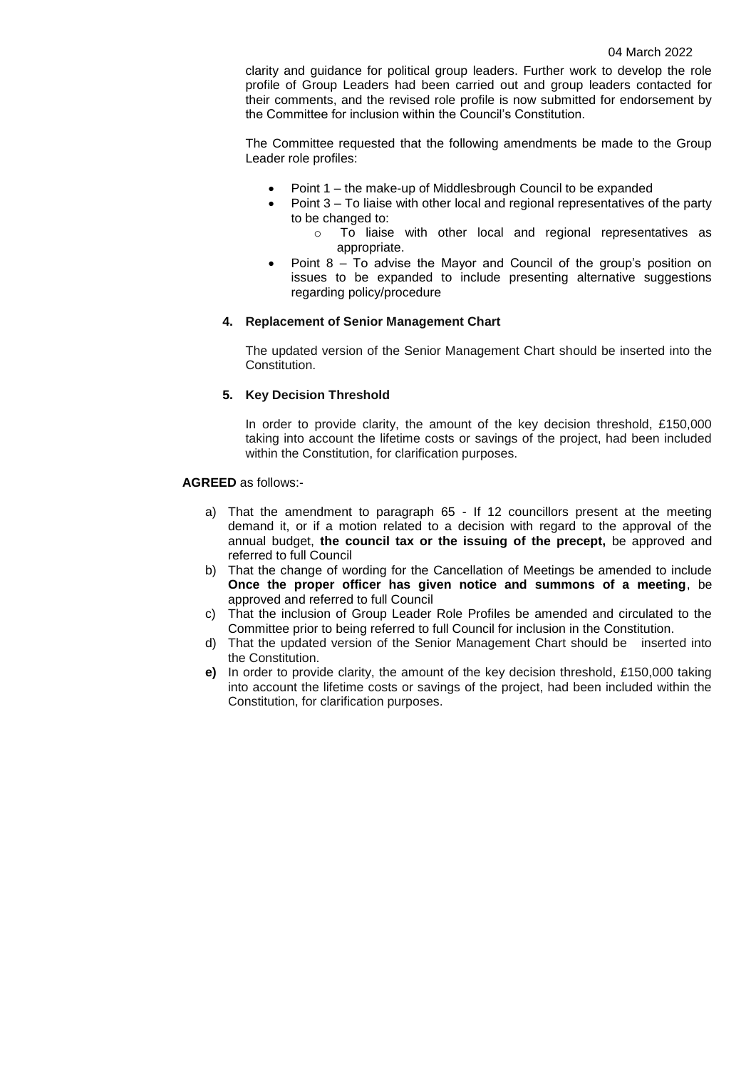clarity and guidance for political group leaders. Further work to develop the role profile of Group Leaders had been carried out and group leaders contacted for their comments, and the revised role profile is now submitted for endorsement by the Committee for inclusion within the Council's Constitution.

The Committee requested that the following amendments be made to the Group Leader role profiles:

- Point 1 – the make-up of Middlesbrough Council to be expanded
- Point 3 – To liaise with other local and regional representatives of the party to be changed to:
  - To liaise with other local and regional representatives as appropriate.
- Point 8 – To advise the Mayor and Council of the group's position on issues to be expanded to include presenting alternative suggestions regarding policy/procedure

**4. Replacement of Senior Management Chart**

The updated version of the Senior Management Chart should be inserted into the Constitution.

**5. Key Decision Threshold**

In order to provide clarity, the amount of the key decision threshold, £150,000 taking into account the lifetime costs or savings of the project, had been included within the Constitution, for clarification purposes.

**AGREED** as follows:-

a) That the amendment to paragraph 65 - If 12 councillors present at the meeting demand it, or if a motion related to a decision with regard to the approval of the annual budget, **the council tax or the issuing of the precept,** be approved and referred to full Council
b) That the change of wording for the Cancellation of Meetings be amended to include **Once the proper officer has given notice and summons of a meeting**, be approved and referred to full Council
c) That the inclusion of Group Leader Role Profiles be amended and circulated to the Committee prior to being referred to full Council for inclusion in the Constitution.
d) That the updated version of the Senior Management Chart should be inserted into the Constitution.
**e)** In order to provide clarity, the amount of the key decision threshold, £150,000 taking into account the lifetime costs or savings of the project, had been included within the Constitution, for clarification purposes.